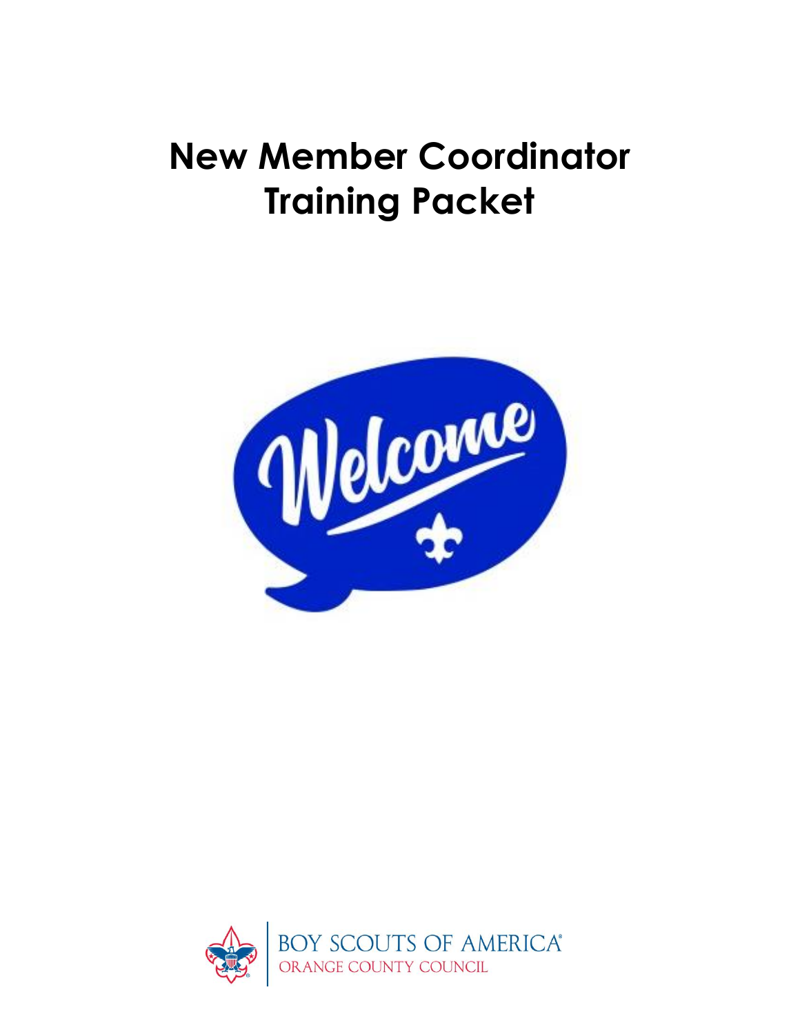# New Member Coordinator Training Packet

Welcome

BOY SCOUTS OF AMERICA®
ORANGE COUNTY COUNCIL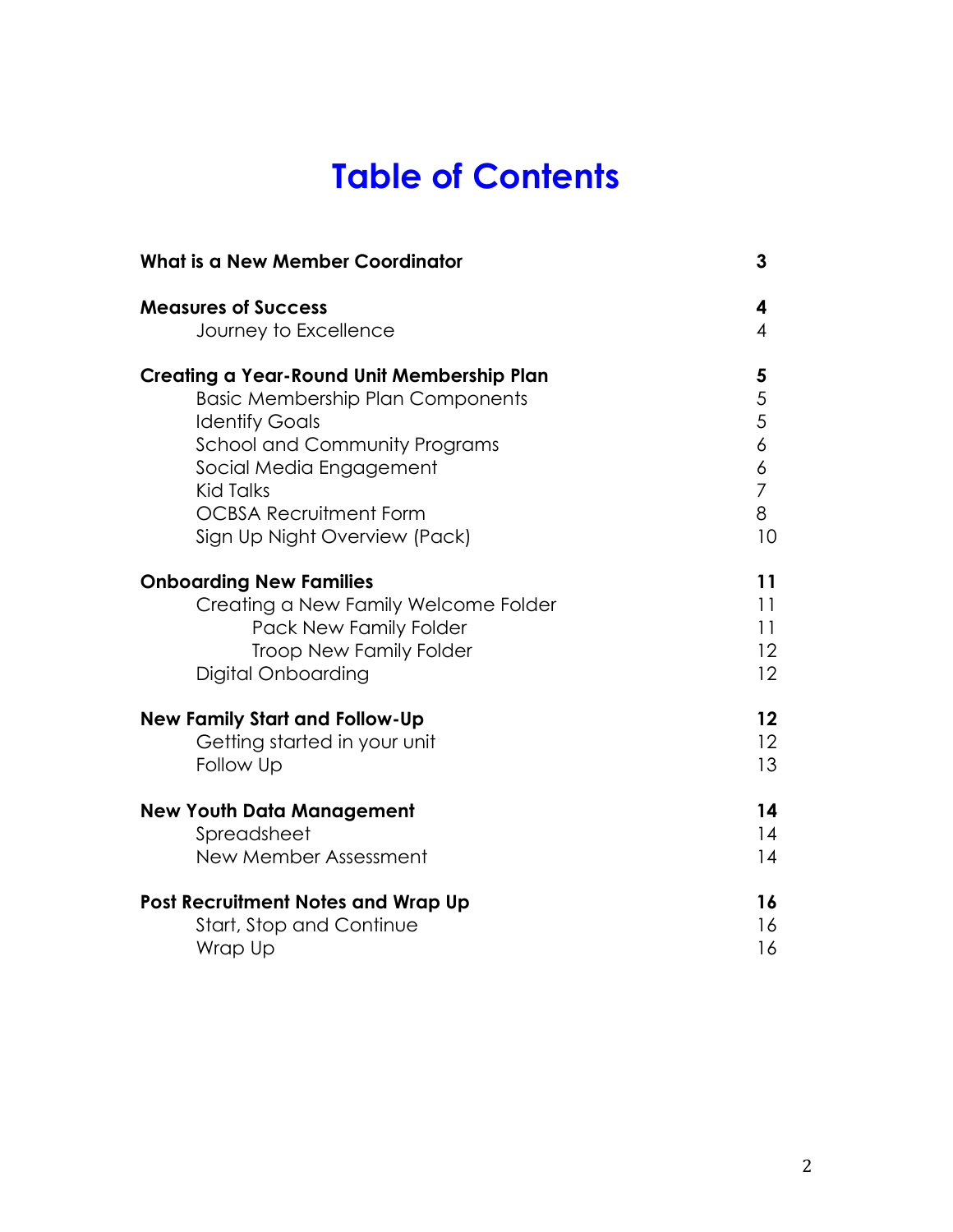# Table of Contents

| | |
|---|---|
| **What is a New Member Coordinator** | **3** |
| **Measures of Success** | **4** |
| Journey to Excellence | 4 |
| **Creating a Year-Round Unit Membership Plan** | **5** |
| Basic Membership Plan Components | 5 |
| Identify Goals | 5 |
| School and Community Programs | 6 |
| Social Media Engagement | 6 |
| Kid Talks | 7 |
| OCBSA Recruitment Form | 8 |
| Sign Up Night Overview (Pack) | 10 |
| **Onboarding New Families** | **11** |
| Creating a New Family Welcome Folder | 11 |
| Pack New Family Folder | 11 |
| Troop New Family Folder | 12 |
| Digital Onboarding | 12 |
| **New Family Start and Follow-Up** | **12** |
| Getting started in your unit | 12 |
| Follow Up | 13 |
| **New Youth Data Management** | **14** |
| Spreadsheet | 14 |
| New Member Assessment | 14 |
| **Post Recruitment Notes and Wrap Up** | **16** |
| Start, Stop and Continue | 16 |
| Wrap Up | 16 |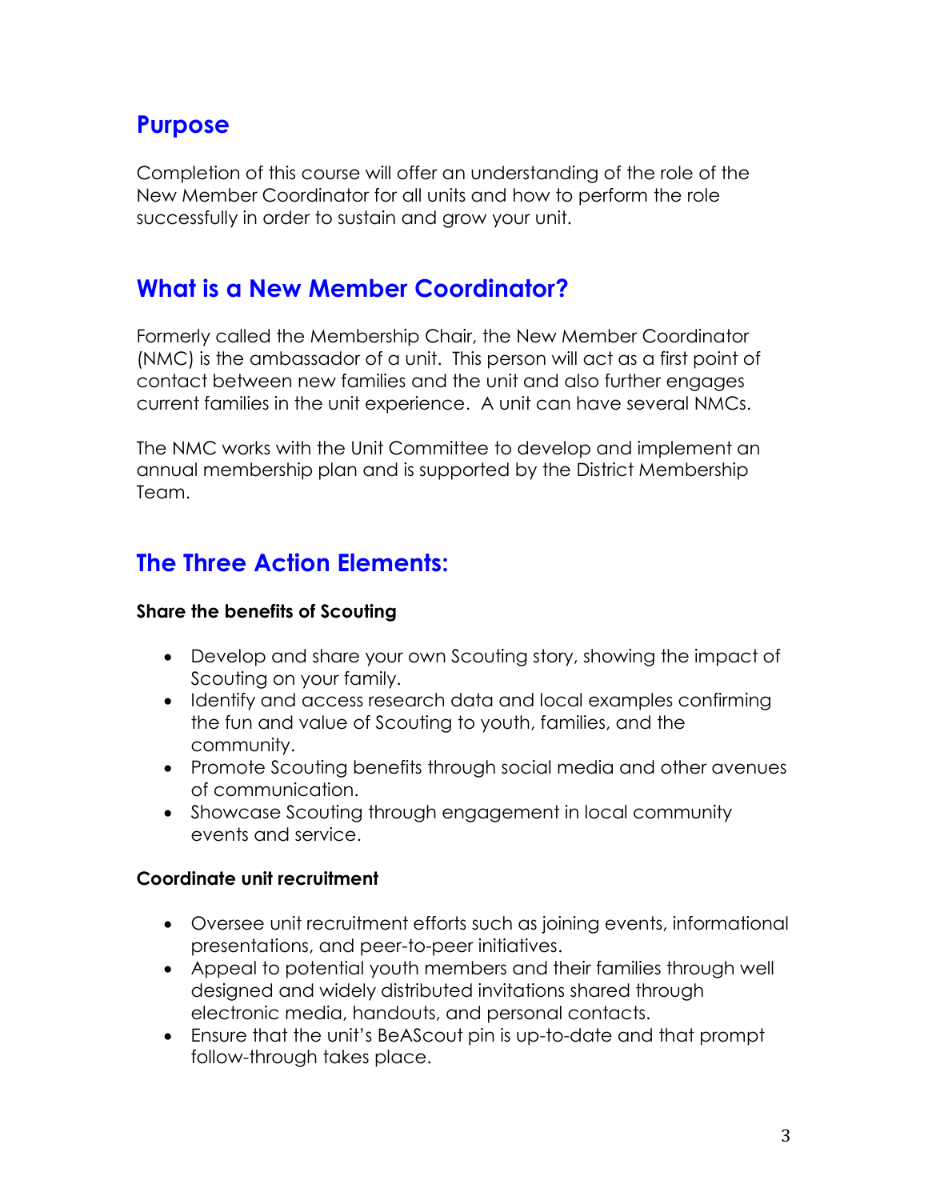## Purpose

Completion of this course will offer an understanding of the role of the New Member Coordinator for all units and how to perform the role successfully in order to sustain and grow your unit.

## What is a New Member Coordinator?

Formerly called the Membership Chair, the New Member Coordinator (NMC) is the ambassador of a unit. This person will act as a first point of contact between new families and the unit and also further engages current families in the unit experience. A unit can have several NMCs.

The NMC works with the Unit Committee to develop and implement an annual membership plan and is supported by the District Membership Team.

## The Three Action Elements:

**Share the benefits of Scouting**

- Develop and share your own Scouting story, showing the impact of Scouting on your family.
- Identify and access research data and local examples confirming the fun and value of Scouting to youth, families, and the community.
- Promote Scouting benefits through social media and other avenues of communication.
- Showcase Scouting through engagement in local community events and service.

**Coordinate unit recruitment**

- Oversee unit recruitment efforts such as joining events, informational presentations, and peer-to-peer initiatives.
- Appeal to potential youth members and their families through well designed and widely distributed invitations shared through electronic media, handouts, and personal contacts.
- Ensure that the unit's BeAScout pin is up-to-date and that prompt follow-through takes place.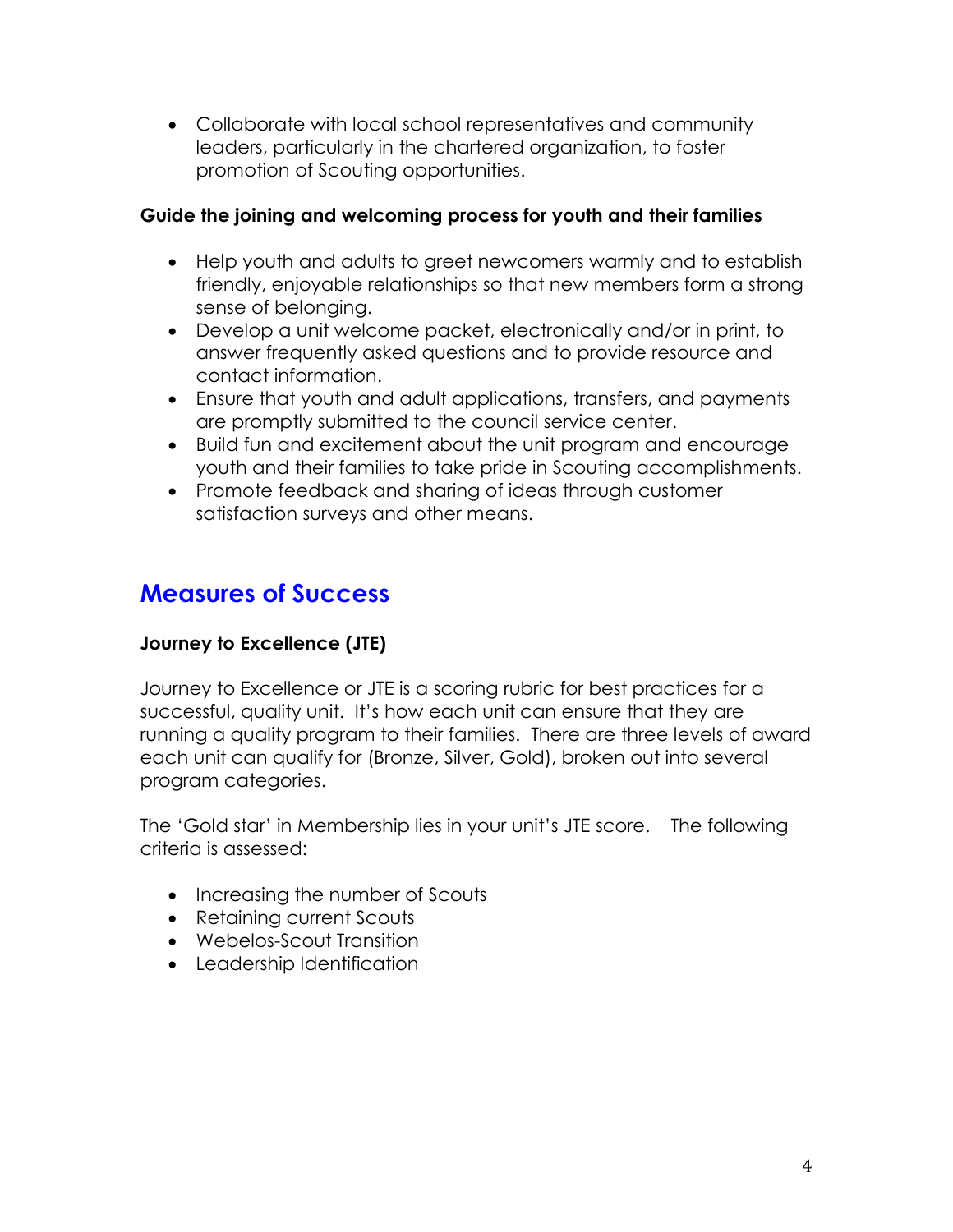- Collaborate with local school representatives and community leaders, particularly in the chartered organization, to foster promotion of Scouting opportunities.

**Guide the joining and welcoming process for youth and their families**

- Help youth and adults to greet newcomers warmly and to establish friendly, enjoyable relationships so that new members form a strong sense of belonging.
- Develop a unit welcome packet, electronically and/or in print, to answer frequently asked questions and to provide resource and contact information.
- Ensure that youth and adult applications, transfers, and payments are promptly submitted to the council service center.
- Build fun and excitement about the unit program and encourage youth and their families to take pride in Scouting accomplishments.
- Promote feedback and sharing of ideas through customer satisfaction surveys and other means.

## Measures of Success

**Journey to Excellence (JTE)**

Journey to Excellence or JTE is a scoring rubric for best practices for a successful, quality unit. It's how each unit can ensure that they are running a quality program to their families. There are three levels of award each unit can qualify for (Bronze, Silver, Gold), broken out into several program categories.

The 'Gold star' in Membership lies in your unit's JTE score. The following criteria is assessed:

- Increasing the number of Scouts
- Retaining current Scouts
- Webelos-Scout Transition
- Leadership Identification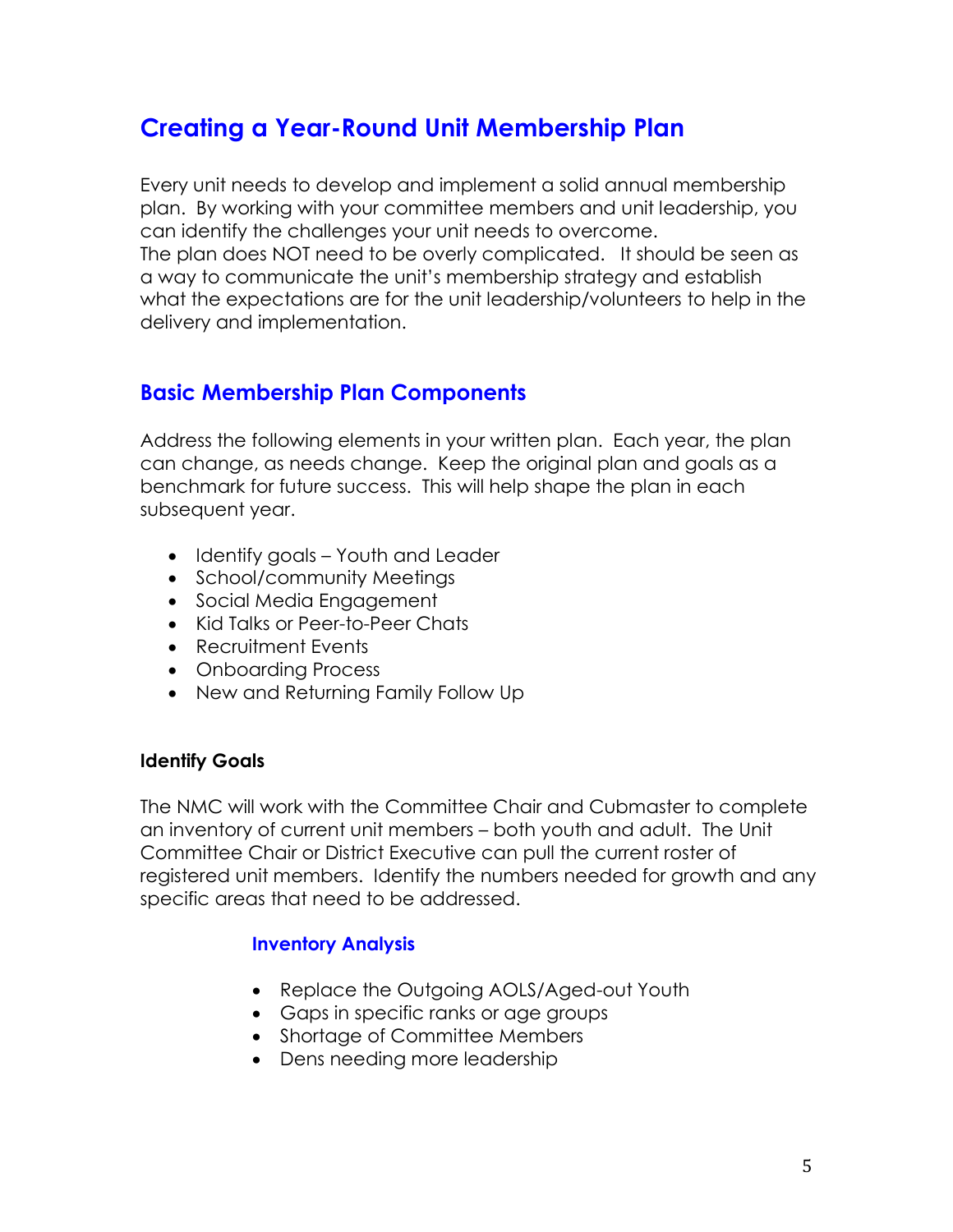## Creating a Year-Round Unit Membership Plan

Every unit needs to develop and implement a solid annual membership plan. By working with your committee members and unit leadership, you can identify the challenges your unit needs to overcome.
The plan does NOT need to be overly complicated. It should be seen as a way to communicate the unit's membership strategy and establish what the expectations are for the unit leadership/volunteers to help in the delivery and implementation.

### Basic Membership Plan Components

Address the following elements in your written plan. Each year, the plan can change, as needs change. Keep the original plan and goals as a benchmark for future success. This will help shape the plan in each subsequent year.

- Identify goals – Youth and Leader
- School/community Meetings
- Social Media Engagement
- Kid Talks or Peer-to-Peer Chats
- Recruitment Events
- Onboarding Process
- New and Returning Family Follow Up

**Identify Goals**

The NMC will work with the Committee Chair and Cubmaster to complete an inventory of current unit members – both youth and adult. The Unit Committee Chair or District Executive can pull the current roster of registered unit members. Identify the numbers needed for growth and any specific areas that need to be addressed.

#### Inventory Analysis

- Replace the Outgoing AOLS/Aged-out Youth
- Gaps in specific ranks or age groups
- Shortage of Committee Members
- Dens needing more leadership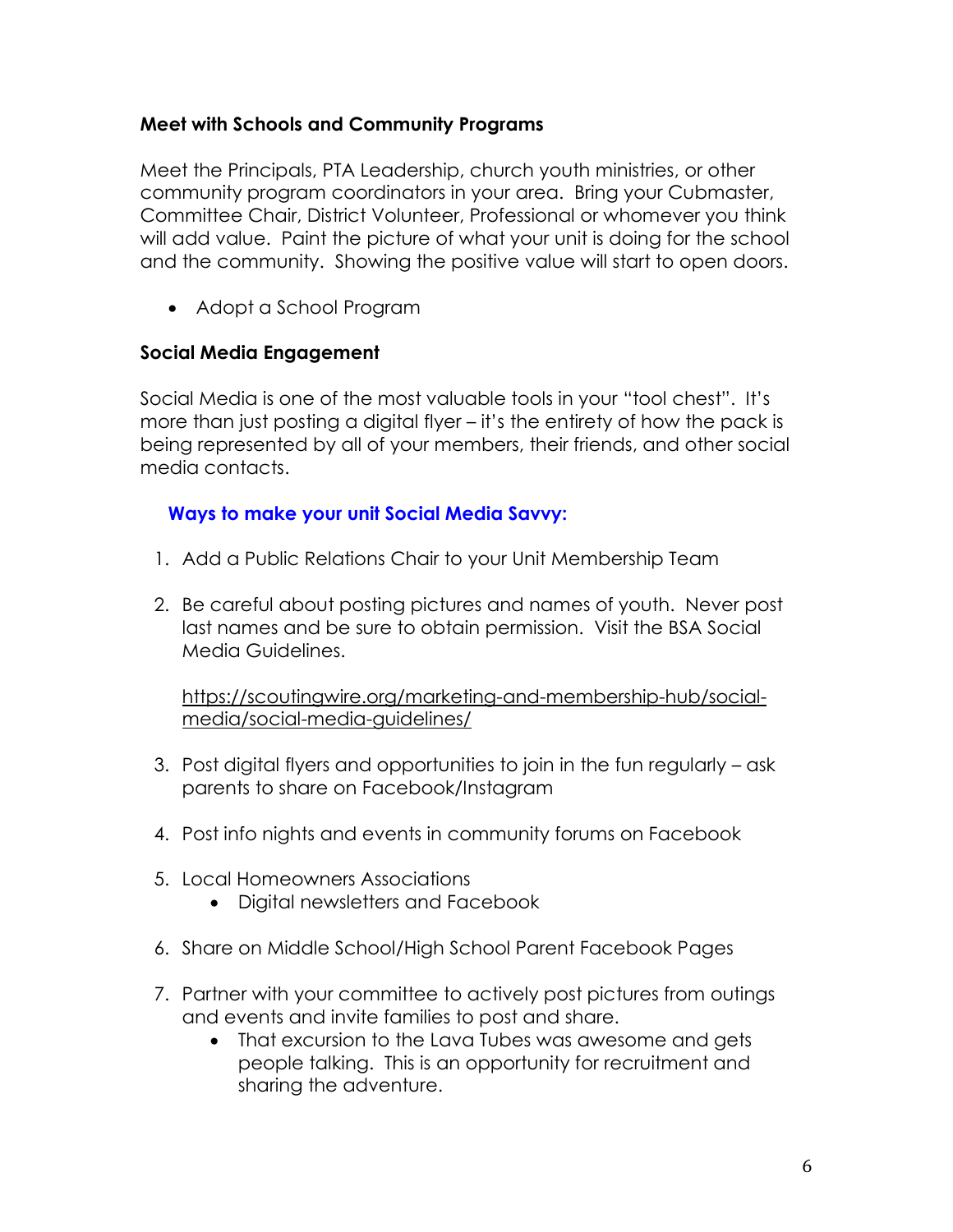### Meet with Schools and Community Programs

Meet the Principals, PTA Leadership, church youth ministries, or other community program coordinators in your area. Bring your Cubmaster, Committee Chair, District Volunteer, Professional or whomever you think will add value. Paint the picture of what your unit is doing for the school and the community. Showing the positive value will start to open doors.

- Adopt a School Program

### Social Media Engagement

Social Media is one of the most valuable tools in your "tool chest". It's more than just posting a digital flyer – it's the entirety of how the pack is being represented by all of your members, their friends, and other social media contacts.

#### Ways to make your unit Social Media Savvy:

1. Add a Public Relations Chair to your Unit Membership Team

2. Be careful about posting pictures and names of youth. Never post last names and be sure to obtain permission. Visit the BSA Social Media Guidelines.

   https://scoutingwire.org/marketing-and-membership-hub/social-media/social-media-guidelines/

3. Post digital flyers and opportunities to join in the fun regularly – ask parents to share on Facebook/Instagram

4. Post info nights and events in community forums on Facebook

5. Local Homeowners Associations
   - Digital newsletters and Facebook

6. Share on Middle School/High School Parent Facebook Pages

7. Partner with your committee to actively post pictures from outings and events and invite families to post and share.
   - That excursion to the Lava Tubes was awesome and gets people talking. This is an opportunity for recruitment and sharing the adventure.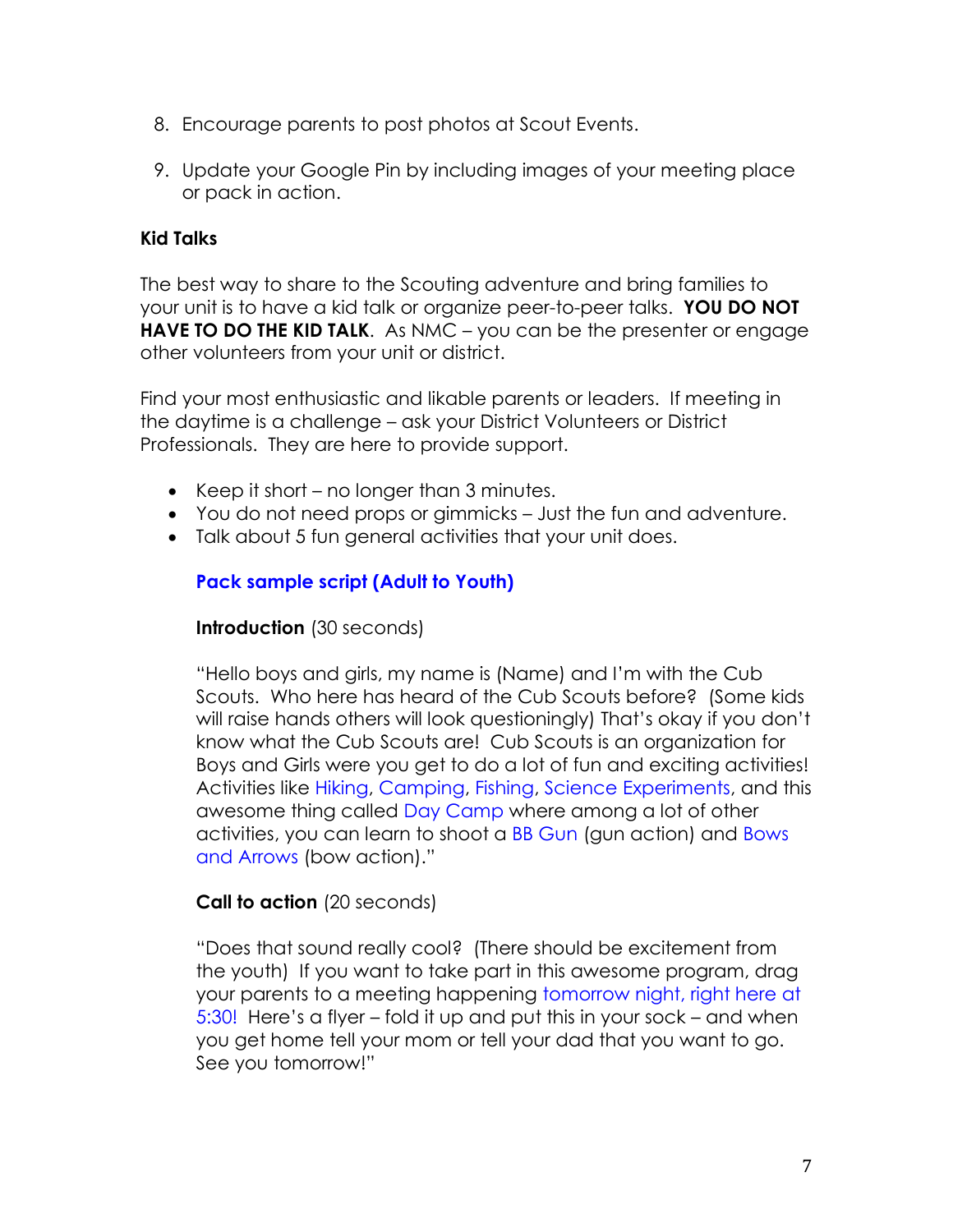8. Encourage parents to post photos at Scout Events.

9. Update your Google Pin by including images of your meeting place or pack in action.

**Kid Talks**

The best way to share to the Scouting adventure and bring families to your unit is to have a kid talk or organize peer-to-peer talks. **YOU DO NOT HAVE TO DO THE KID TALK**. As NMC – you can be the presenter or engage other volunteers from your unit or district.

Find your most enthusiastic and likable parents or leaders. If meeting in the daytime is a challenge – ask your District Volunteers or District Professionals. They are here to provide support.

- Keep it short – no longer than 3 minutes.
- You do not need props or gimmicks – Just the fun and adventure.
- Talk about 5 fun general activities that your unit does.

**Pack sample script (Adult to Youth)**

**Introduction** (30 seconds)

"Hello boys and girls, my name is (Name) and I'm with the Cub Scouts. Who here has heard of the Cub Scouts before? (Some kids will raise hands others will look questioningly) That's okay if you don't know what the Cub Scouts are! Cub Scouts is an organization for Boys and Girls were you get to do a lot of fun and exciting activities! Activities like Hiking, Camping, Fishing, Science Experiments, and this awesome thing called Day Camp where among a lot of other activities, you can learn to shoot a BB Gun (gun action) and Bows and Arrows (bow action)."

**Call to action** (20 seconds)

"Does that sound really cool? (There should be excitement from the youth) If you want to take part in this awesome program, drag your parents to a meeting happening tomorrow night, right here at 5:30! Here's a flyer – fold it up and put this in your sock – and when you get home tell your mom or tell your dad that you want to go. See you tomorrow!"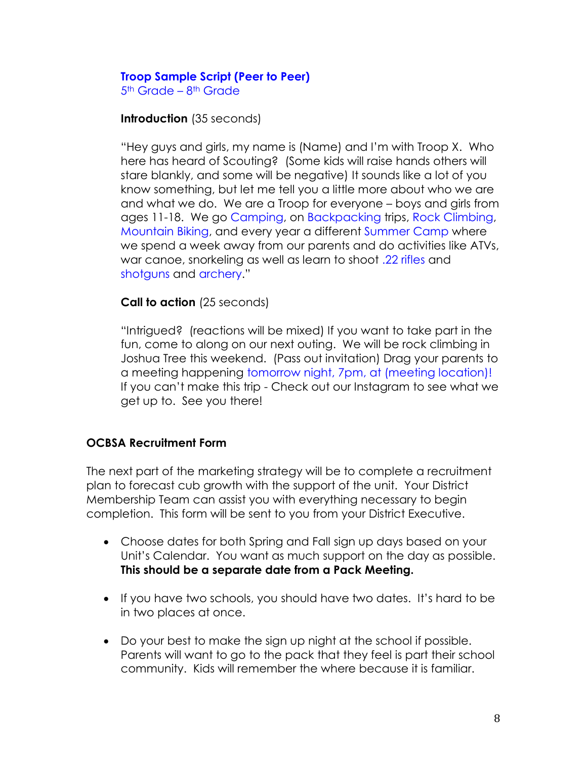**Troop Sample Script (Peer to Peer)**
5th Grade – 8th Grade

**Introduction** (35 seconds)

"Hey guys and girls, my name is (Name) and I'm with Troop X. Who here has heard of Scouting? (Some kids will raise hands others will stare blankly, and some will be negative) It sounds like a lot of you know something, but let me tell you a little more about who we are and what we do. We are a Troop for everyone – boys and girls from ages 11-18. We go Camping, on Backpacking trips, Rock Climbing, Mountain Biking, and every year a different Summer Camp where we spend a week away from our parents and do activities like ATVs, war canoe, snorkeling as well as learn to shoot .22 rifles and shotguns and archery."

**Call to action** (25 seconds)

"Intrigued? (reactions will be mixed) If you want to take part in the fun, come to along on our next outing. We will be rock climbing in Joshua Tree this weekend. (Pass out invitation) Drag your parents to a meeting happening tomorrow night, 7pm, at (meeting location)! If you can't make this trip - Check out our Instagram to see what we get up to. See you there!

## OCBSA Recruitment Form

The next part of the marketing strategy will be to complete a recruitment plan to forecast cub growth with the support of the unit. Your District Membership Team can assist you with everything necessary to begin completion. This form will be sent to you from your District Executive.

- Choose dates for both Spring and Fall sign up days based on your Unit's Calendar. You want as much support on the day as possible. **This should be a separate date from a Pack Meeting.**
- If you have two schools, you should have two dates. It's hard to be in two places at once.
- Do your best to make the sign up night at the school if possible. Parents will want to go to the pack that they feel is part their school community. Kids will remember the where because it is familiar.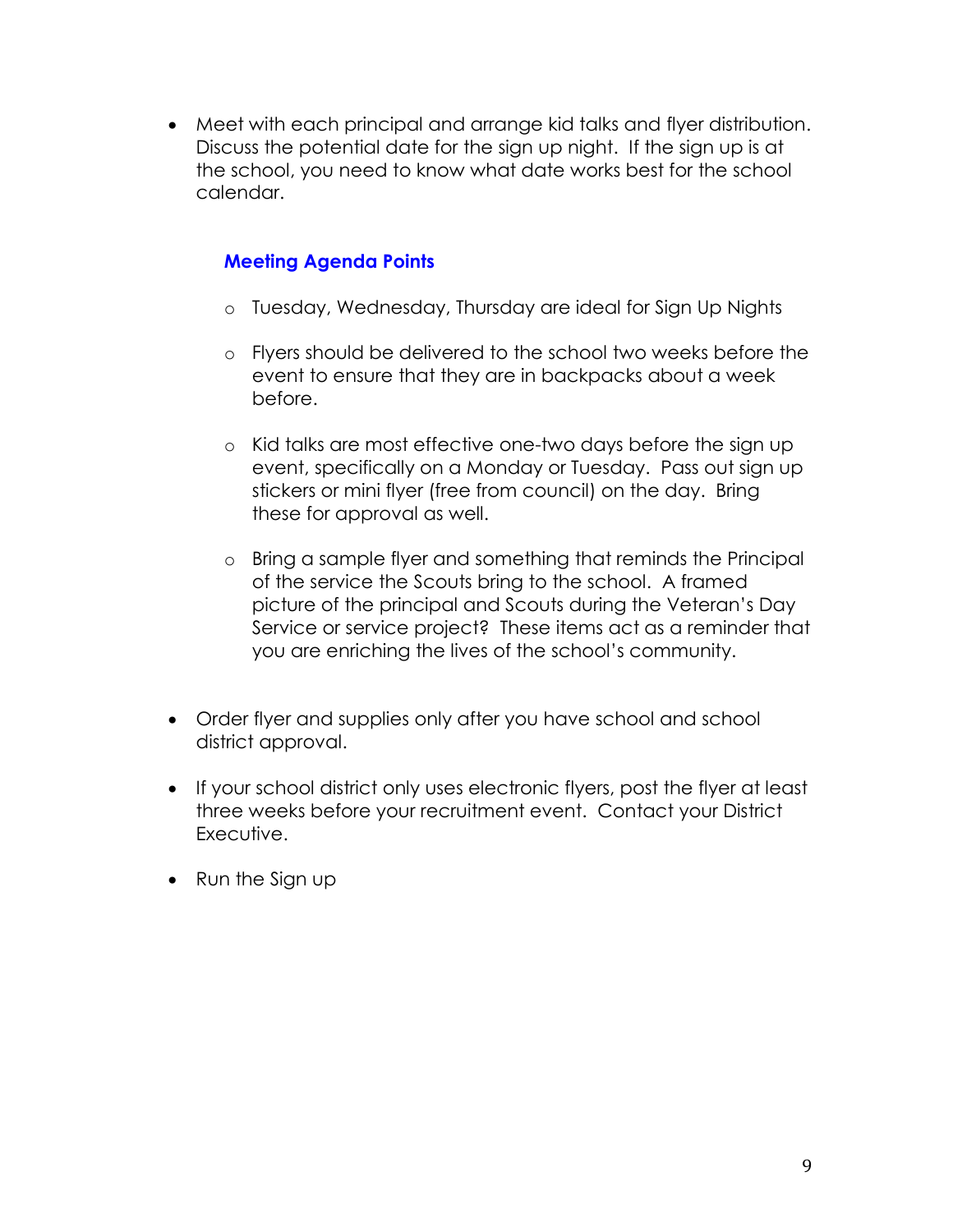- Meet with each principal and arrange kid talks and flyer distribution. Discuss the potential date for the sign up night. If the sign up is at the school, you need to know what date works best for the school calendar.

  **Meeting Agenda Points**

  - Tuesday, Wednesday, Thursday are ideal for Sign Up Nights
  - Flyers should be delivered to the school two weeks before the event to ensure that they are in backpacks about a week before.
  - Kid talks are most effective one-two days before the sign up event, specifically on a Monday or Tuesday. Pass out sign up stickers or mini flyer (free from council) on the day. Bring these for approval as well.
  - Bring a sample flyer and something that reminds the Principal of the service the Scouts bring to the school. A framed picture of the principal and Scouts during the Veteran's Day Service or service project? These items act as a reminder that you are enriching the lives of the school's community.

- Order flyer and supplies only after you have school and school district approval.
- If your school district only uses electronic flyers, post the flyer at least three weeks before your recruitment event. Contact your District Executive.
- Run the Sign up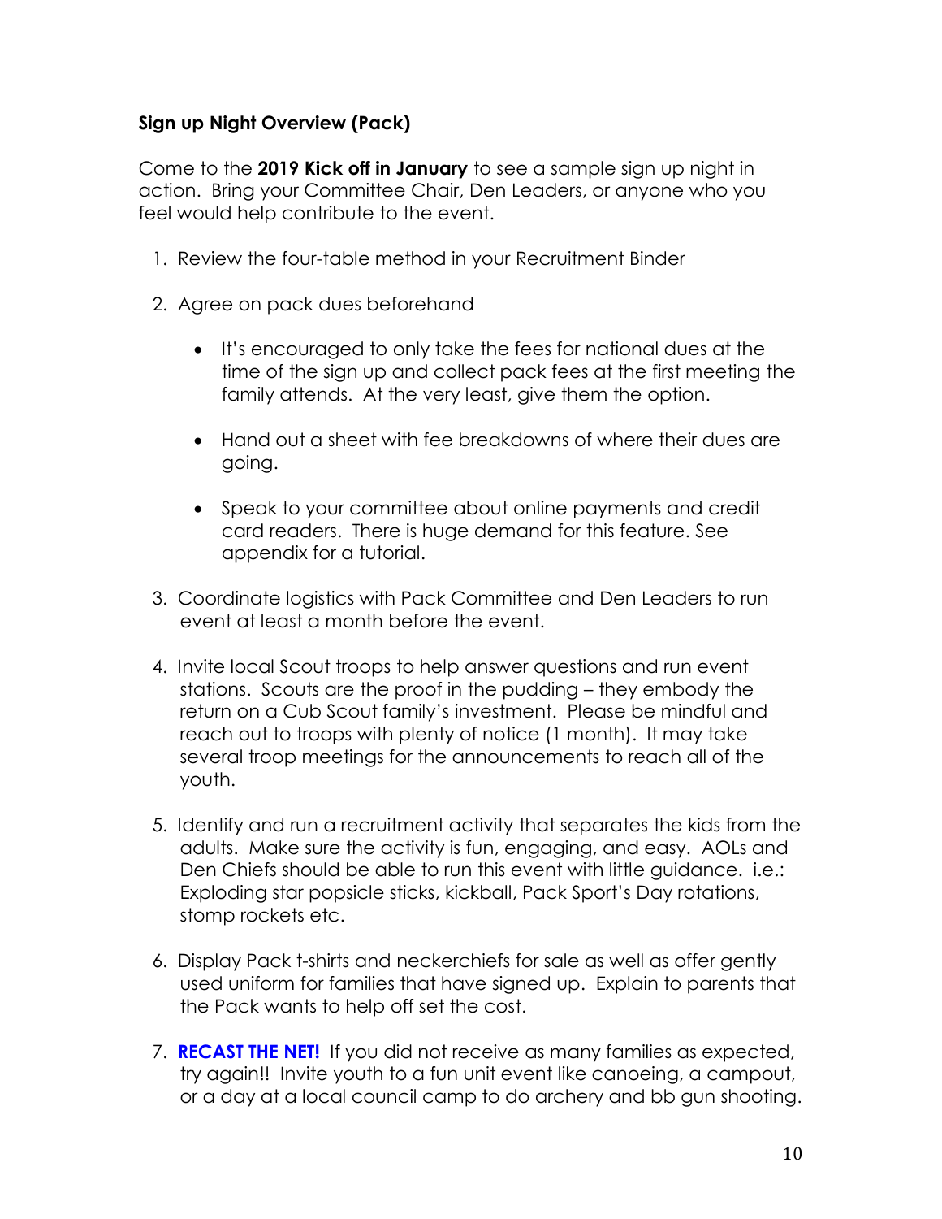**Sign up Night Overview (Pack)**

Come to the **2019 Kick off in January** to see a sample sign up night in action. Bring your Committee Chair, Den Leaders, or anyone who you feel would help contribute to the event.

1. Review the four-table method in your Recruitment Binder

2. Agree on pack dues beforehand

   - It's encouraged to only take the fees for national dues at the time of the sign up and collect pack fees at the first meeting the family attends. At the very least, give them the option.

   - Hand out a sheet with fee breakdowns of where their dues are going.

   - Speak to your committee about online payments and credit card readers. There is huge demand for this feature. See appendix for a tutorial.

3. Coordinate logistics with Pack Committee and Den Leaders to run event at least a month before the event.

4. Invite local Scout troops to help answer questions and run event stations. Scouts are the proof in the pudding – they embody the return on a Cub Scout family's investment. Please be mindful and reach out to troops with plenty of notice (1 month). It may take several troop meetings for the announcements to reach all of the youth.

5. Identify and run a recruitment activity that separates the kids from the adults. Make sure the activity is fun, engaging, and easy. AOLs and Den Chiefs should be able to run this event with little guidance. i.e.: Exploding star popsicle sticks, kickball, Pack Sport's Day rotations, stomp rockets etc.

6. Display Pack t-shirts and neckerchiefs for sale as well as offer gently used uniform for families that have signed up. Explain to parents that the Pack wants to help off set the cost.

7. **RECAST THE NET!** If you did not receive as many families as expected, try again!! Invite youth to a fun unit event like canoeing, a campout, or a day at a local council camp to do archery and bb gun shooting.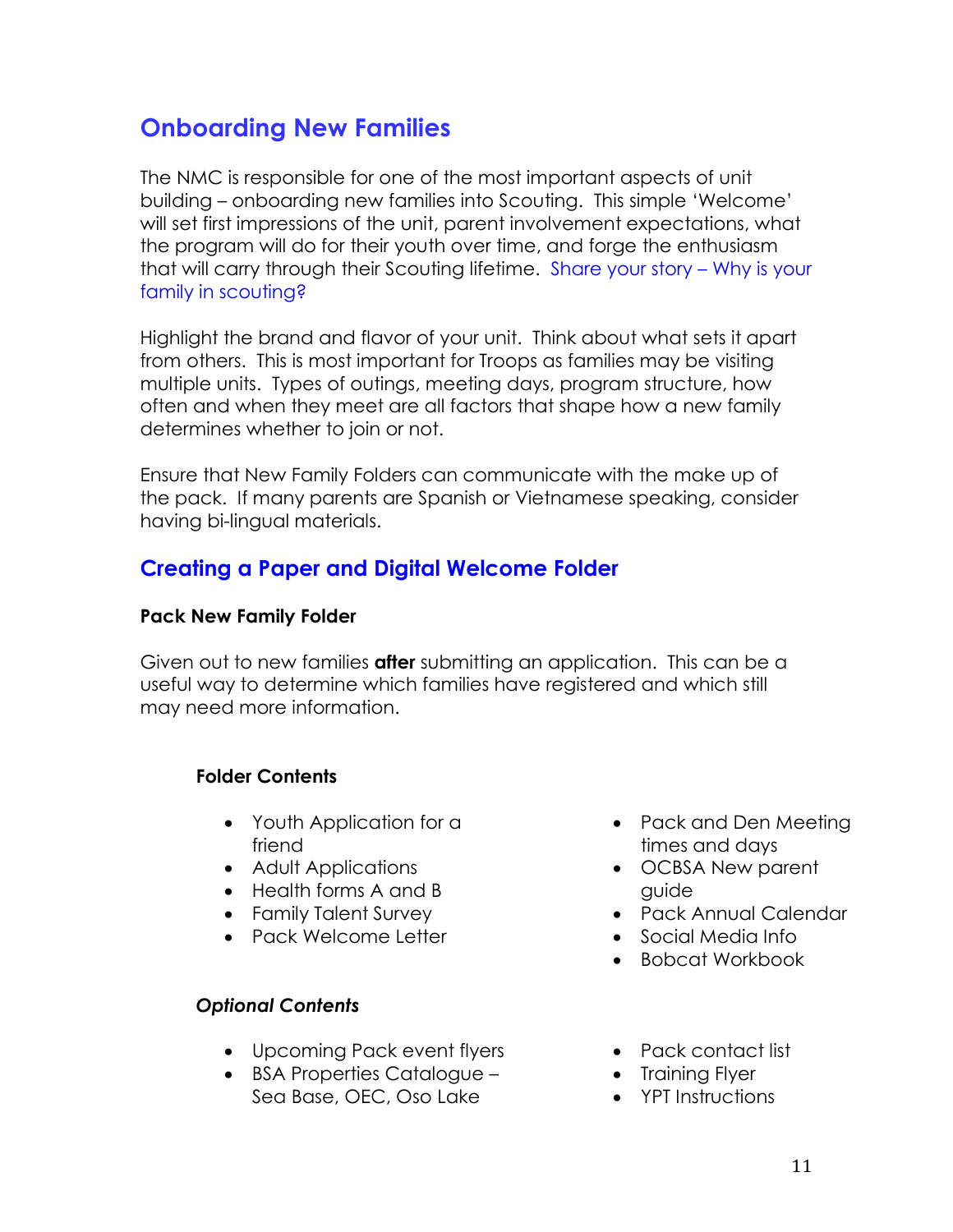## Onboarding New Families

The NMC is responsible for one of the most important aspects of unit building – onboarding new families into Scouting. This simple 'Welcome' will set first impressions of the unit, parent involvement expectations, what the program will do for their youth over time, and forge the enthusiasm that will carry through their Scouting lifetime. Share your story – Why is your family in scouting?

Highlight the brand and flavor of your unit. Think about what sets it apart from others. This is most important for Troops as families may be visiting multiple units. Types of outings, meeting days, program structure, how often and when they meet are all factors that shape how a new family determines whether to join or not.

Ensure that New Family Folders can communicate with the make up of the pack. If many parents are Spanish or Vietnamese speaking, consider having bi-lingual materials.

## Creating a Paper and Digital Welcome Folder

**Pack New Family Folder**

Given out to new families **after** submitting an application. This can be a useful way to determine which families have registered and which still may need more information.

**Folder Contents**

- Youth Application for a friend
- Adult Applications
- Health forms A and B
- Family Talent Survey
- Pack Welcome Letter
- Pack and Den Meeting times and days
- OCBSA New parent guide
- Pack Annual Calendar
- Social Media Info
- Bobcat Workbook

***Optional Contents***

- Upcoming Pack event flyers
- BSA Properties Catalogue – Sea Base, OEC, Oso Lake
- Pack contact list
- Training Flyer
- YPT Instructions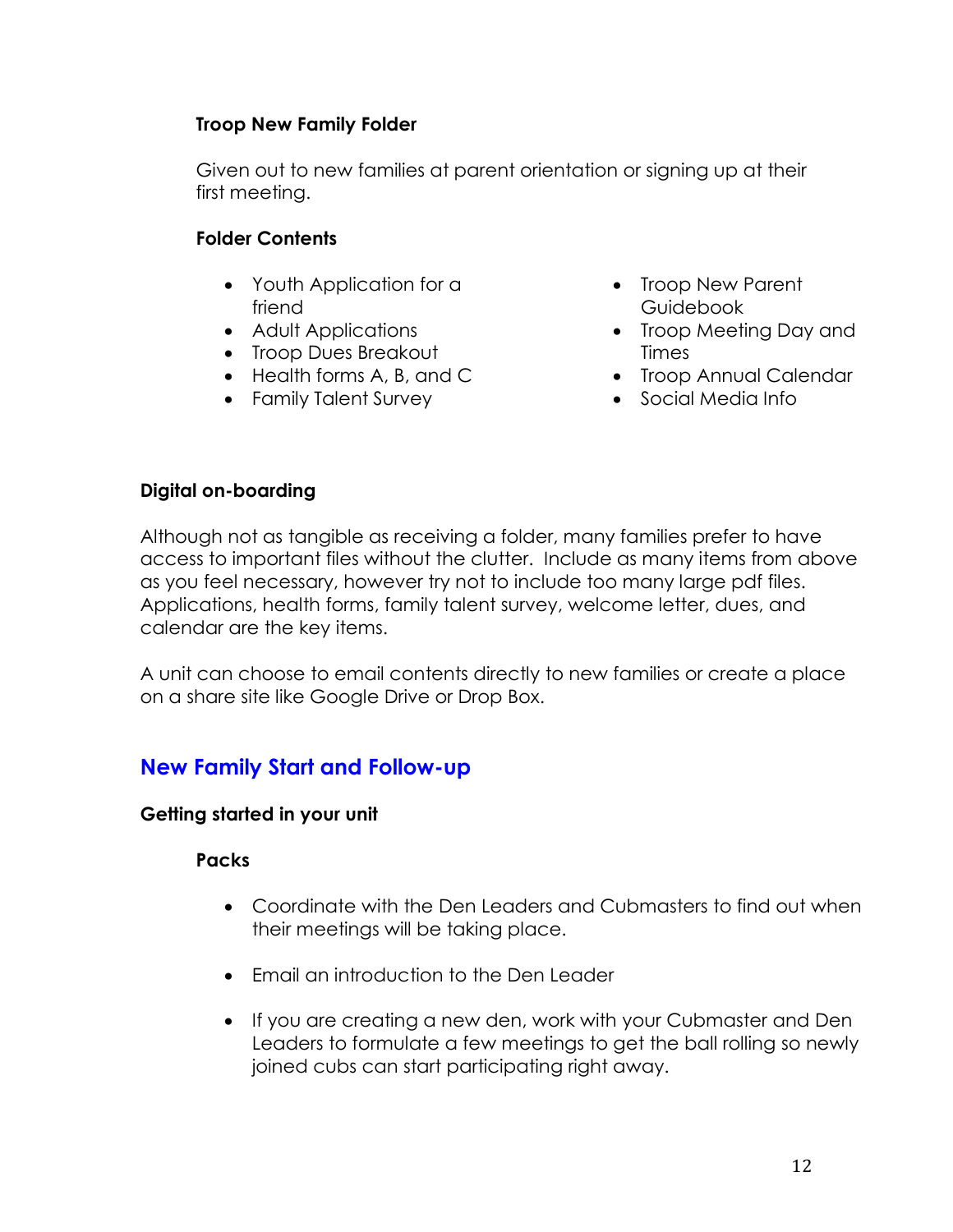**Troop New Family Folder**

Given out to new families at parent orientation or signing up at their first meeting.

**Folder Contents**

- Youth Application for a friend
- Adult Applications
- Troop Dues Breakout
- Health forms A, B, and C
- Family Talent Survey
- Troop New Parent Guidebook
- Troop Meeting Day and Times
- Troop Annual Calendar
- Social Media Info

**Digital on-boarding**

Although not as tangible as receiving a folder, many families prefer to have access to important files without the clutter. Include as many items from above as you feel necessary, however try not to include too many large pdf files. Applications, health forms, family talent survey, welcome letter, dues, and calendar are the key items.

A unit can choose to email contents directly to new families or create a place on a share site like Google Drive or Drop Box.

## New Family Start and Follow-up

**Getting started in your unit**

**Packs**

- Coordinate with the Den Leaders and Cubmasters to find out when their meetings will be taking place.

- Email an introduction to the Den Leader

- If you are creating a new den, work with your Cubmaster and Den Leaders to formulate a few meetings to get the ball rolling so newly joined cubs can start participating right away.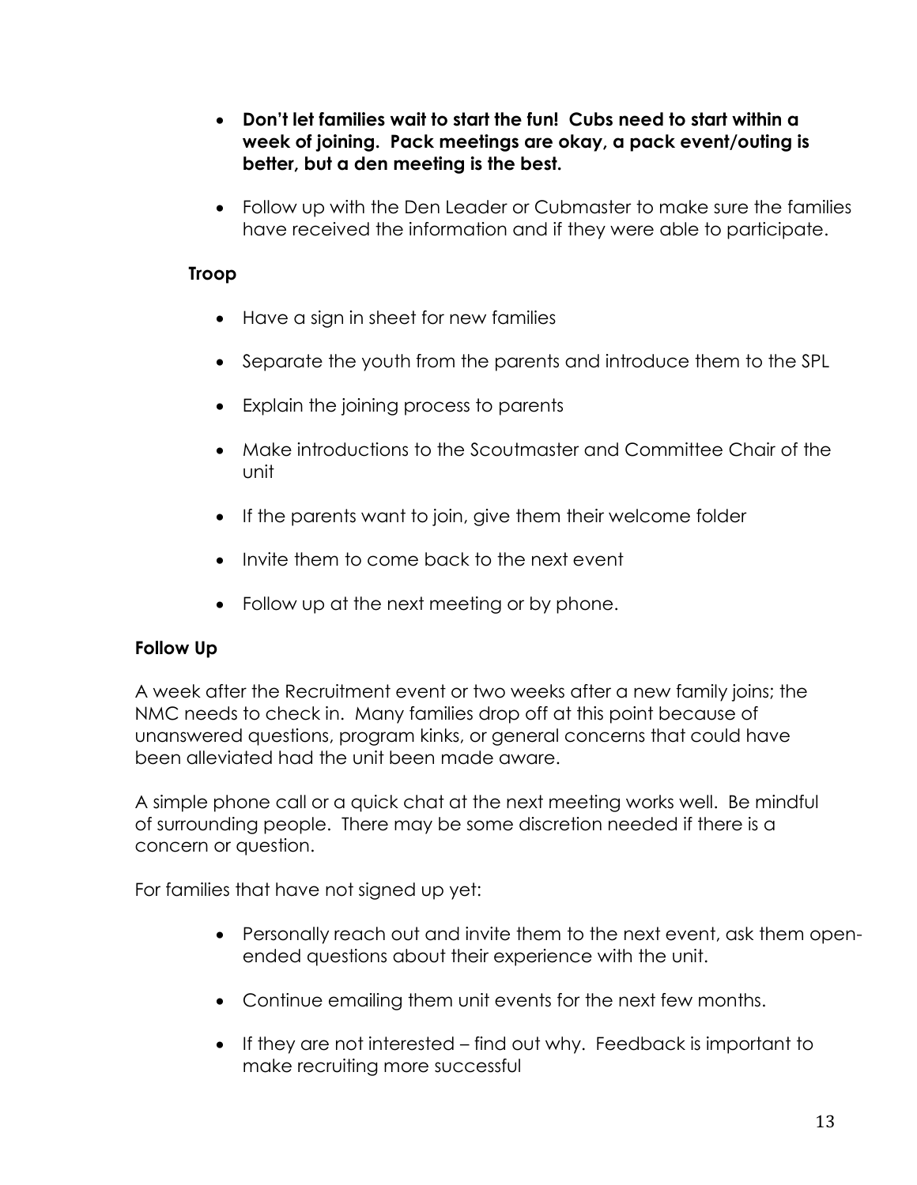- **Don't let families wait to start the fun! Cubs need to start within a week of joining. Pack meetings are okay, a pack event/outing is better, but a den meeting is the best.**

- Follow up with the Den Leader or Cubmaster to make sure the families have received the information and if they were able to participate.

**Troop**

- Have a sign in sheet for new families
- Separate the youth from the parents and introduce them to the SPL
- Explain the joining process to parents
- Make introductions to the Scoutmaster and Committee Chair of the unit
- If the parents want to join, give them their welcome folder
- Invite them to come back to the next event
- Follow up at the next meeting or by phone.

### Follow Up

A week after the Recruitment event or two weeks after a new family joins; the NMC needs to check in. Many families drop off at this point because of unanswered questions, program kinks, or general concerns that could have been alleviated had the unit been made aware.

A simple phone call or a quick chat at the next meeting works well. Be mindful of surrounding people. There may be some discretion needed if there is a concern or question.

For families that have not signed up yet:

- Personally reach out and invite them to the next event, ask them open-ended questions about their experience with the unit.
- Continue emailing them unit events for the next few months.
- If they are not interested – find out why. Feedback is important to make recruiting more successful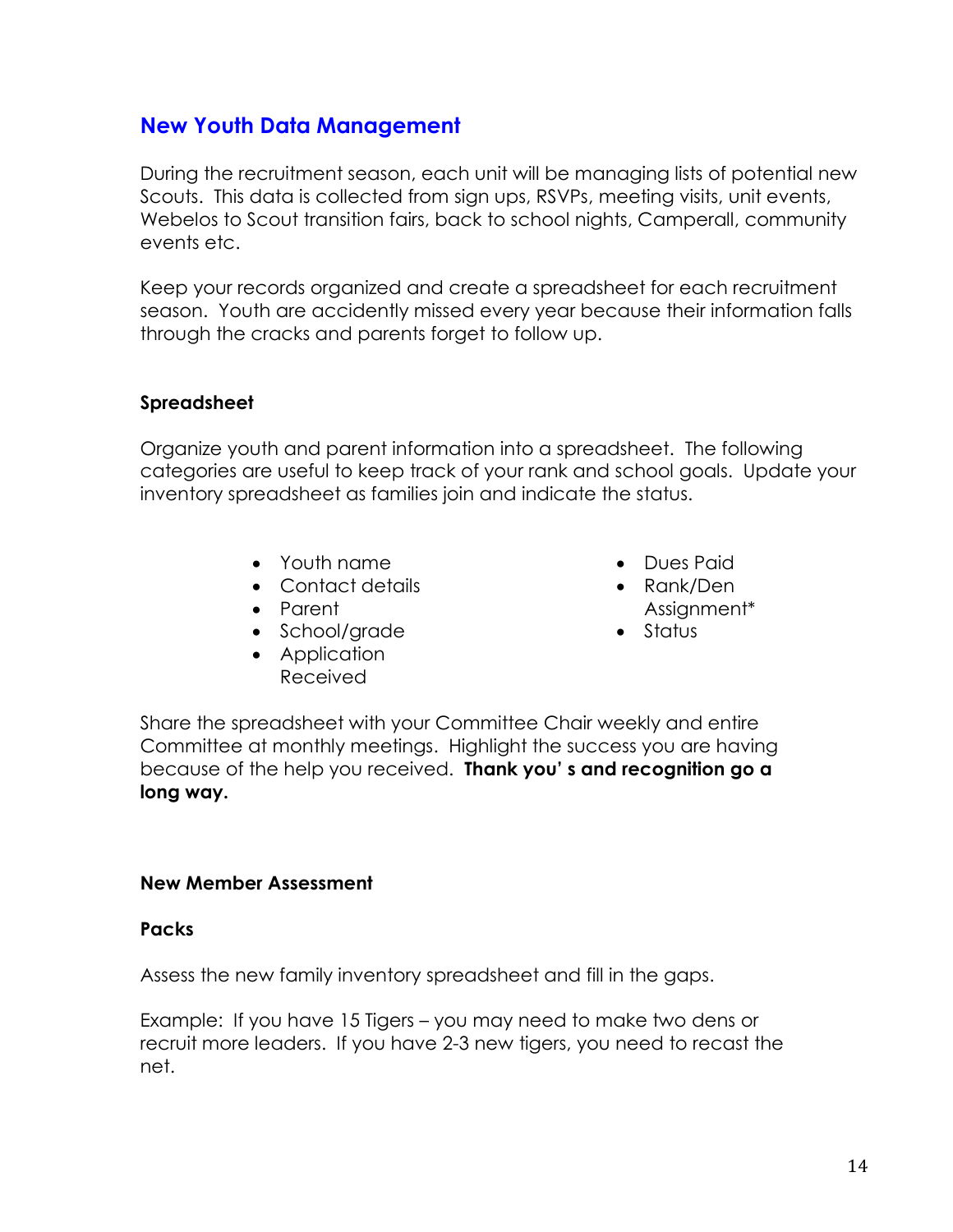## New Youth Data Management

During the recruitment season, each unit will be managing lists of potential new Scouts. This data is collected from sign ups, RSVPs, meeting visits, unit events, Webelos to Scout transition fairs, back to school nights, Camperall, community events etc.

Keep your records organized and create a spreadsheet for each recruitment season. Youth are accidently missed every year because their information falls through the cracks and parents forget to follow up.

### Spreadsheet

Organize youth and parent information into a spreadsheet. The following categories are useful to keep track of your rank and school goals. Update your inventory spreadsheet as families join and indicate the status.

- Youth name
- Contact details
- Parent
- School/grade
- Application Received
- Dues Paid
- Rank/Den Assignment*
- Status

Share the spreadsheet with your Committee Chair weekly and entire Committee at monthly meetings. Highlight the success you are having because of the help you received. **Thank you' s and recognition go a long way.**

### New Member Assessment

### Packs

Assess the new family inventory spreadsheet and fill in the gaps.

Example: If you have 15 Tigers – you may need to make two dens or recruit more leaders. If you have 2-3 new tigers, you need to recast the net.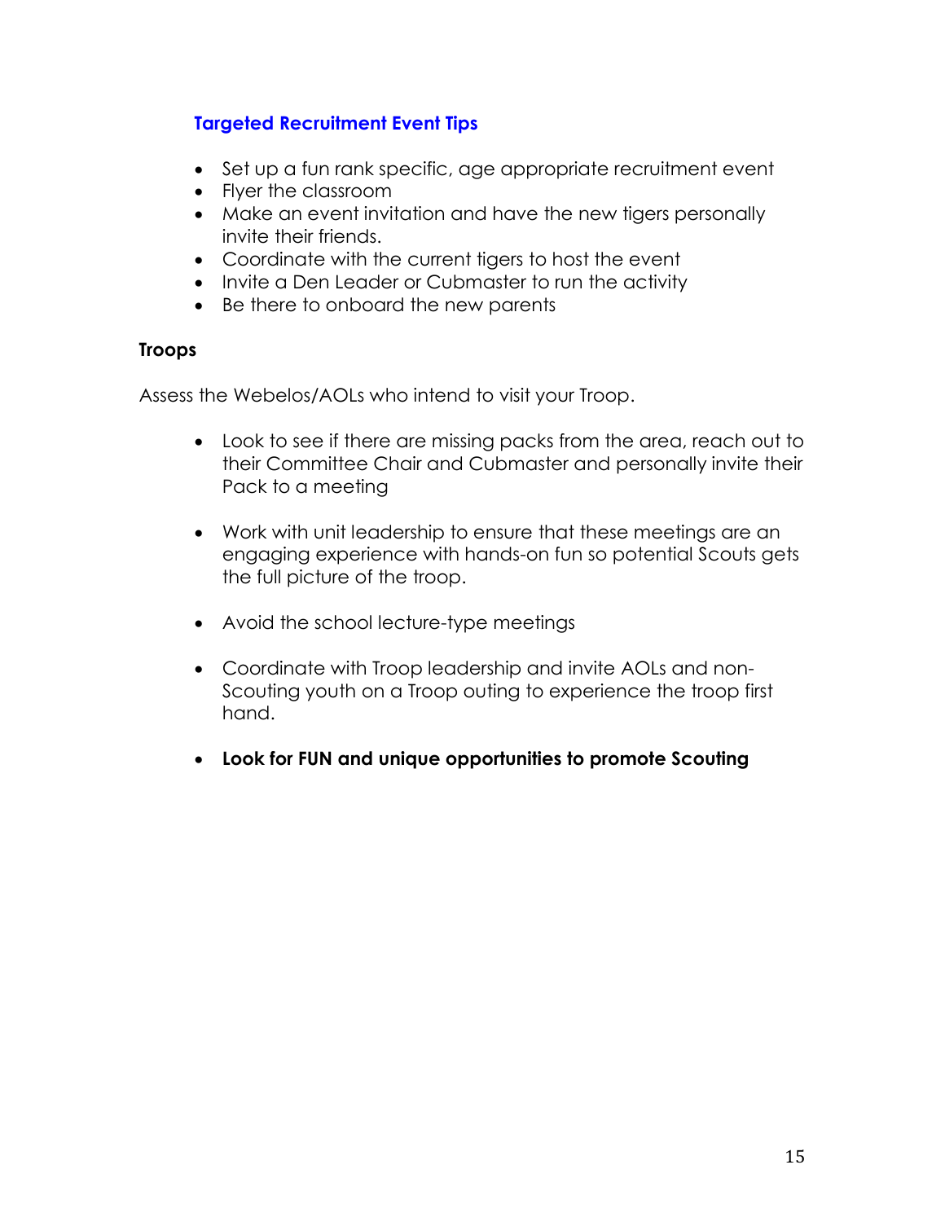### Targeted Recruitment Event Tips

- Set up a fun rank specific, age appropriate recruitment event
- Flyer the classroom
- Make an event invitation and have the new tigers personally invite their friends.
- Coordinate with the current tigers to host the event
- Invite a Den Leader or Cubmaster to run the activity
- Be there to onboard the new parents

**Troops**

Assess the Webelos/AOLs who intend to visit your Troop.

- Look to see if there are missing packs from the area, reach out to their Committee Chair and Cubmaster and personally invite their Pack to a meeting

- Work with unit leadership to ensure that these meetings are an engaging experience with hands-on fun so potential Scouts gets the full picture of the troop.

- Avoid the school lecture-type meetings

- Coordinate with Troop leadership and invite AOLs and non-Scouting youth on a Troop outing to experience the troop first hand.

- **Look for FUN and unique opportunities to promote Scouting**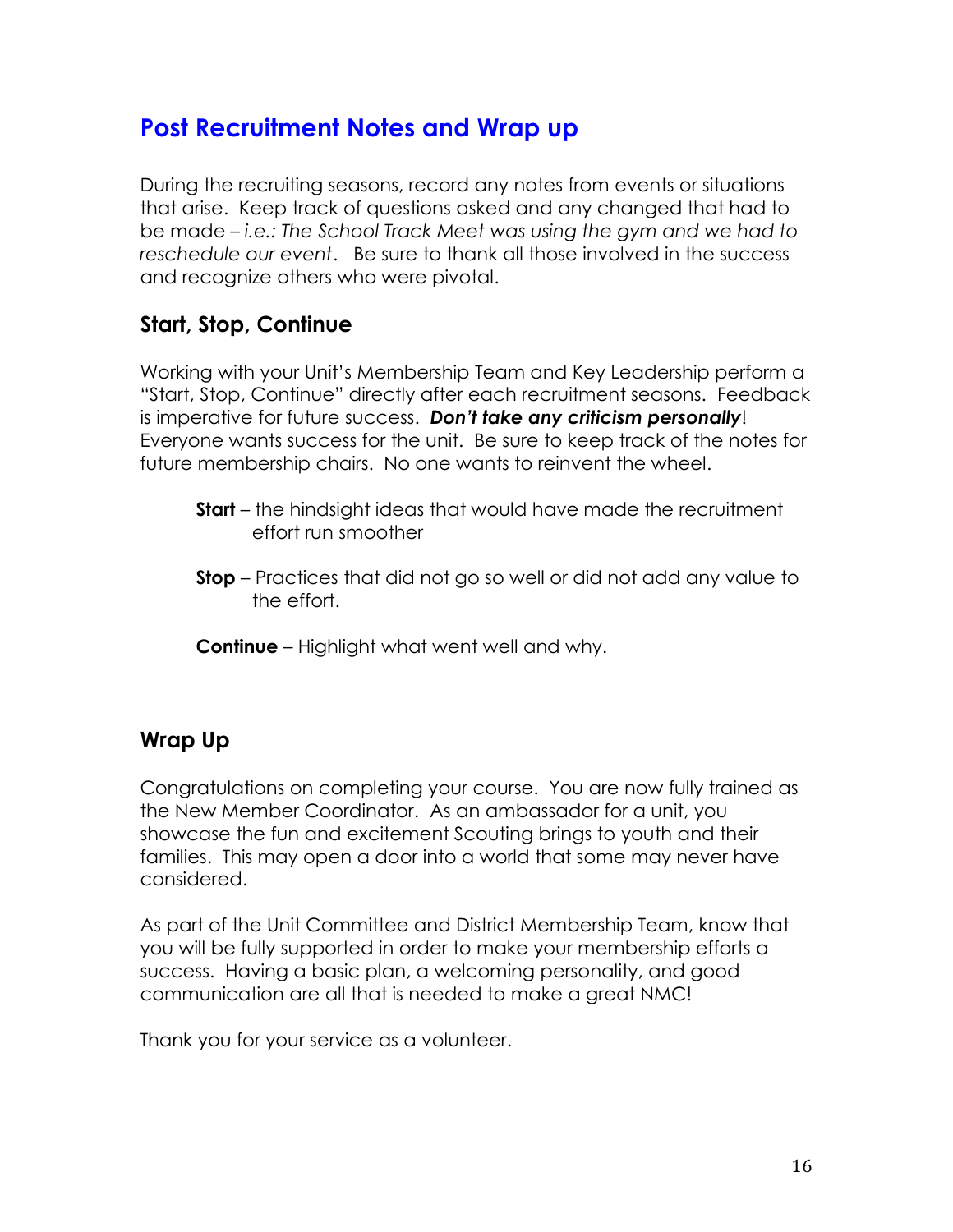## Post Recruitment Notes and Wrap up

During the recruiting seasons, record any notes from events or situations that arise. Keep track of questions asked and any changed that had to be made – *i.e.: The School Track Meet was using the gym and we had to reschedule our event*. Be sure to thank all those involved in the success and recognize others who were pivotal.

### Start, Stop, Continue

Working with your Unit's Membership Team and Key Leadership perform a "Start, Stop, Continue" directly after each recruitment seasons. Feedback is imperative for future success. ***Don't take any criticism personally***! Everyone wants success for the unit. Be sure to keep track of the notes for future membership chairs. No one wants to reinvent the wheel.

- **Start** – the hindsight ideas that would have made the recruitment effort run smoother
- **Stop** – Practices that did not go so well or did not add any value to the effort.
- **Continue** – Highlight what went well and why.

### Wrap Up

Congratulations on completing your course. You are now fully trained as the New Member Coordinator. As an ambassador for a unit, you showcase the fun and excitement Scouting brings to youth and their families. This may open a door into a world that some may never have considered.

As part of the Unit Committee and District Membership Team, know that you will be fully supported in order to make your membership efforts a success. Having a basic plan, a welcoming personality, and good communication are all that is needed to make a great NMC!

Thank you for your service as a volunteer.